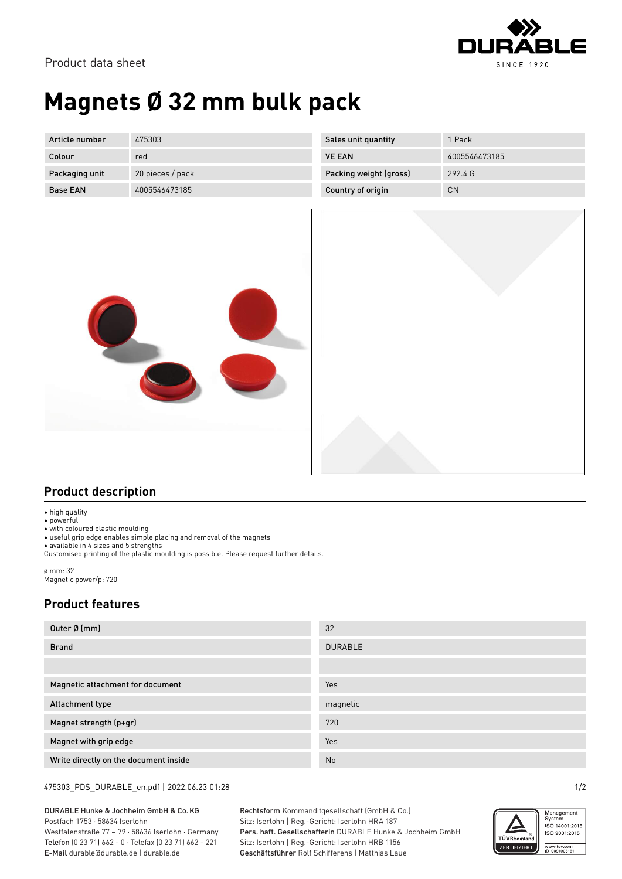Product data sheet

# Magnets Ø 32 mm bulk pack

| Article number | 475303 |
|---|---|
| Colour | red |
| Packaging unit | 20 pieces / pack |
| Base EAN | 4005546473185 |

| Sales unit quantity | 1 Pack |
|---|---|
| VE EAN | 4005546473185 |
| Packing weight (gross) | 292.4 G |
| Country of origin | CN |

## Product description

- high quality
- powerful
- with coloured plastic moulding
- useful grip edge enables simple placing and removal of the magnets
- available in 4 sizes and 5 strengths

Customised printing of the plastic moulding is possible. Please request further details.

ø mm: 32
Magnetic power/p: 720

## Product features

| Outer Ø (mm) | 32 |
|---|---|
| Brand | DURABLE |
| | |
| Magnetic attachment for document | Yes |
| Attachment type | magnetic |
| Magnet strength (p+gr) | 720 |
| Magnet with grip edge | Yes |
| Write directly on the document inside | No |

475303_PDS_DURABLE_en.pdf | 2022.06.23 01:28

DURABLE Hunke & Jochheim GmbH & Co. KG
Postfach 1753 · 58634 Iserlohn
Westfalenstraße 77 – 79 · 58636 Iserlohn · Germany
**Telefon** (0 23 71) 662 - 0 · Telefax (0 23 71) 662 - 221
**E-Mail** durable@durable.de | durable.de

**Rechtsform** Kommanditgesellschaft (GmbH & Co.)
Sitz: Iserlohn | Reg.-Gericht: Iserlohn HRA 187
**Pers. haft. Gesellschafterin** DURABLE Hunke & Jochheim GmbH
Sitz: Iserlohn | Reg.-Gericht: Iserlohn HRB 1156
**Geschäftsführer** Rolf Schifferens | Matthias Laue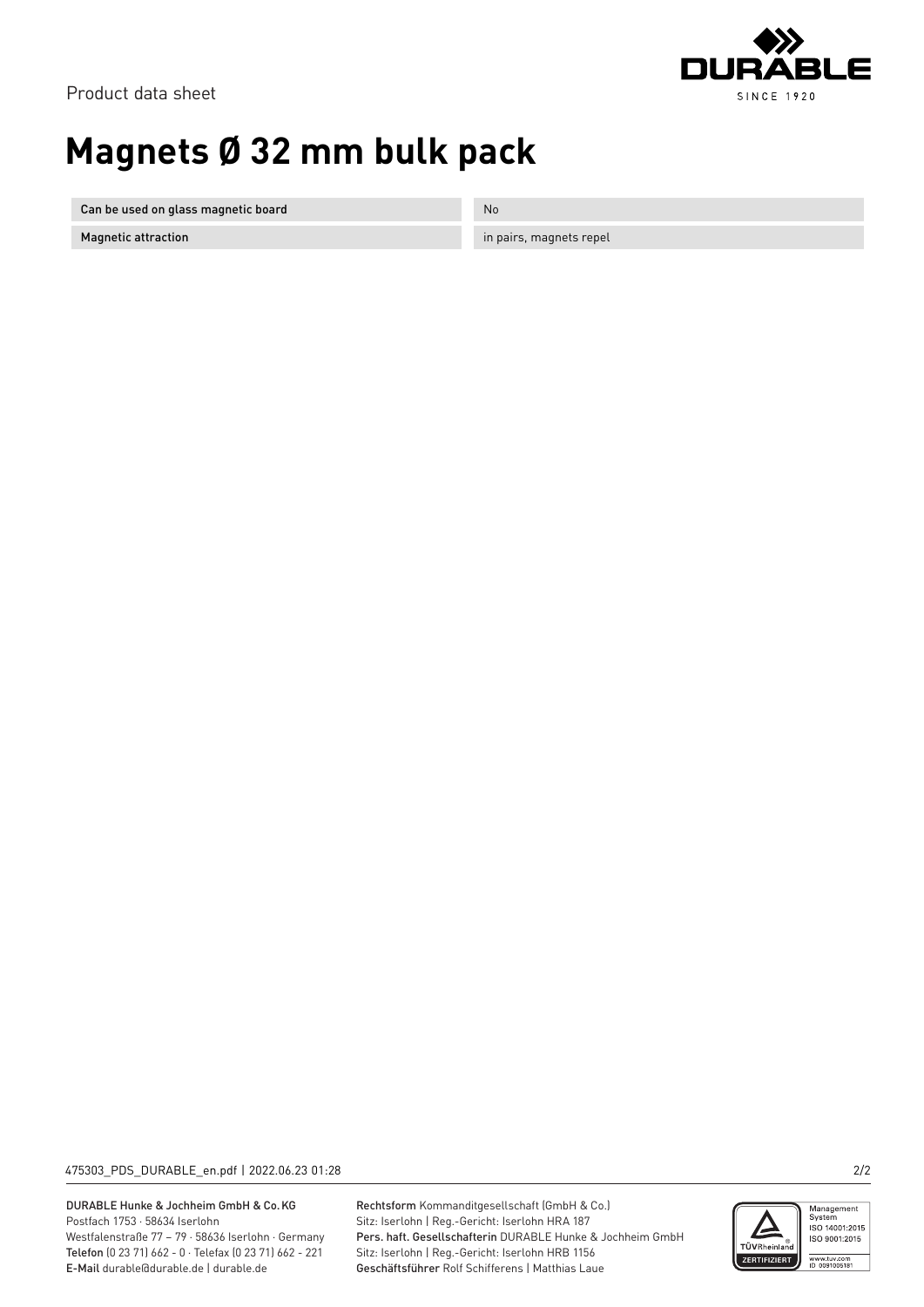# Magnets Ø 32 mm bulk pack

| | |
|---|---|
| Can be used on glass magnetic board | No |
| Magnetic attraction | in pairs, magnets repel |

DURABLE Hunke & Jochheim GmbH & Co. KG
Postfach 1753 · 58634 Iserlohn
Westfalenstraße 77 – 79 · 58636 Iserlohn · Germany
Telefon (0 23 71) 662 - 0 · Telefax (0 23 71) 662 - 221
E-Mail durable@durable.de | durable.de

Rechtsform Kommanditgesellschaft (GmbH & Co.)
Sitz: Iserlohn | Reg.-Gericht: Iserlohn HRA 187
Pers. haft. Gesellschafterin DURABLE Hunke & Jochheim GmbH
Sitz: Iserlohn | Reg.-Gericht: Iserlohn HRB 1156
Geschäftsführer Rolf Schifferens | Matthias Laue